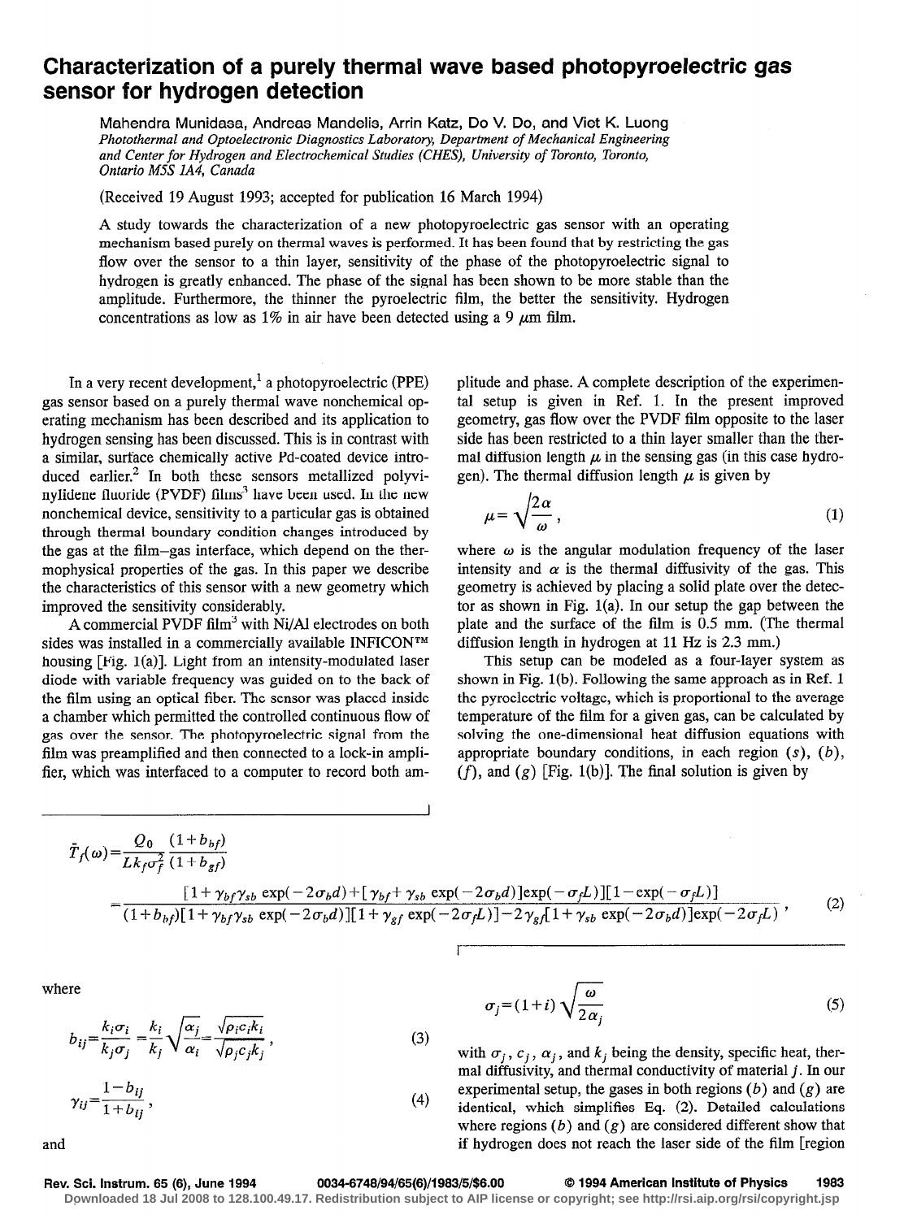# Characterization of a purely thermal wave based photopyroelectric gas sensor for hydrogen detection

Mahendra Munidasa, Andreas Mandelis, Arrin Katz, Do V. Do, and Viet K. Luong

*Photothermal and Optoelectronic Diagnostics Laboratory, Department of Mechanical Engineering and Center for Hydrogen and Electrochemical Studies (CHES), University of Toronto, Toronto, Ontario M5S 1A4, Canada*

(Received 19 August 1993; accepted for publication 16 March 1994)

A study towards the characterization of a new photopyroelectric gas sensor with an operating mechanism based purely on thermal waves is performed. It has been found that by restricting the gas flow over the sensor to a thin layer, sensitivity of the phase of the photopyroelectric signal to hydrogen is greatly enhanced. The phase of the signal has been shown to be more stable than the amplitude. Furthermore, the thinner the pyroelectric film, the better the sensitivity. Hydrogen concentrations as low as 1% in air have been detected using a 9 μm film.

In a very recent development,[1] a photopyroelectric (PPE) gas sensor based on a purely thermal wave nonchemical operating mechanism has been described and its application to hydrogen sensing has been discussed. This is in contrast with a similar, surface chemically active Pd-coated device introduced earlier.[2] In both these sensors metallized polyvinylidene fluoride (PVDF) films[3] have been used. In the new nonchemical device, sensitivity to a particular gas is obtained through thermal boundary condition changes introduced by the gas at the film–gas interface, which depend on the thermophysical properties of the gas. In this paper we describe the characteristics of this sensor with a new geometry which improved the sensitivity considerably.

A commercial PVDF film[3] with Ni/Al electrodes on both sides was installed in a commercially available INFICON™ housing [Fig. 1(a)]. Light from an intensity-modulated laser diode with variable frequency was guided on to the back of the film using an optical fiber. The sensor was placed inside a chamber which permitted the controlled continuous flow of gas over the sensor. The photopyroelectric signal from the film was preamplified and then connected to a lock-in amplifier, which was interfaced to a computer to record both amplitude and phase. A complete description of the experimental setup is given in Ref. 1. In the present improved geometry, gas flow over the PVDF film opposite to the laser side has been restricted to a thin layer smaller than the thermal diffusion length $\mu$ in the sensing gas (in this case hydrogen). The thermal diffusion length $\mu$ is given by

$$\mu = \sqrt{\frac{2\alpha}{\omega}}, \tag{1}$$

where $\omega$ is the angular modulation frequency of the laser intensity and $\alpha$ is the thermal diffusivity of the gas. This geometry is achieved by placing a solid plate over the detector as shown in Fig. 1(a). In our setup the gap between the plate and the surface of the film is 0.5 mm. (The thermal diffusion length in hydrogen at 11 Hz is 2.3 mm.)

This setup can be modeled as a four-layer system as shown in Fig. 1(b). Following the same approach as in Ref. 1 the pyroelectric voltage, which is proportional to the average temperature of the film for a given gas, can be calculated by solving the one-dimensional heat diffusion equations with appropriate boundary conditions, in each region $(s)$, $(b)$, $(f)$, and $(g)$ [Fig. 1(b)]. The final solution is given by

$$\bar{T}_f(\omega) = \frac{Q_0}{Lk_f\sigma_f^2}\frac{(1+b_{bf})}{(1+b_{gf})} \frac{[1+\gamma_{bf}\gamma_{sb}\exp(-2\sigma_b d)+[\gamma_{bf}+\gamma_{sb}\exp(-2\sigma_b d)]\exp(-\sigma_f L)][1-\exp(-\sigma_f L)]}{(1+b_{bf})[1+\gamma_{bf}\gamma_{sb}\exp(-2\sigma_b d)][1+\gamma_{gf}\exp(-2\sigma_f L)]-2\gamma_{gf}[1+\gamma_{sb}\exp(-2\sigma_b d)]\exp(-2\sigma_f L)}, \tag{2}$$

where

$$b_{ij} = \frac{k_i\sigma_i}{k_j\sigma_j} = \frac{k_i}{k_j}\sqrt{\frac{\alpha_j}{\alpha_i}} = \frac{\sqrt{\rho_i c_i k_i}}{\sqrt{\rho_j c_j k_j}}, \tag{3}$$

$$\gamma_{ij} = \frac{1-b_{ij}}{1+b_{ij}}, \tag{4}$$

and

$$\sigma_j = (1+i)\sqrt{\frac{\omega}{2\alpha_j}} \tag{5}$$

with $\sigma_j$, $c_j$, $\alpha_j$, and $k_j$ being the density, specific heat, thermal diffusivity, and thermal conductivity of material $j$. In our experimental setup, the gases in both regions $(b)$ and $(g)$ are identical, which simplifies Eq. (2). Detailed calculations where regions $(b)$ and $(g)$ are considered different show that if hydrogen does not reach the laser side of the film [region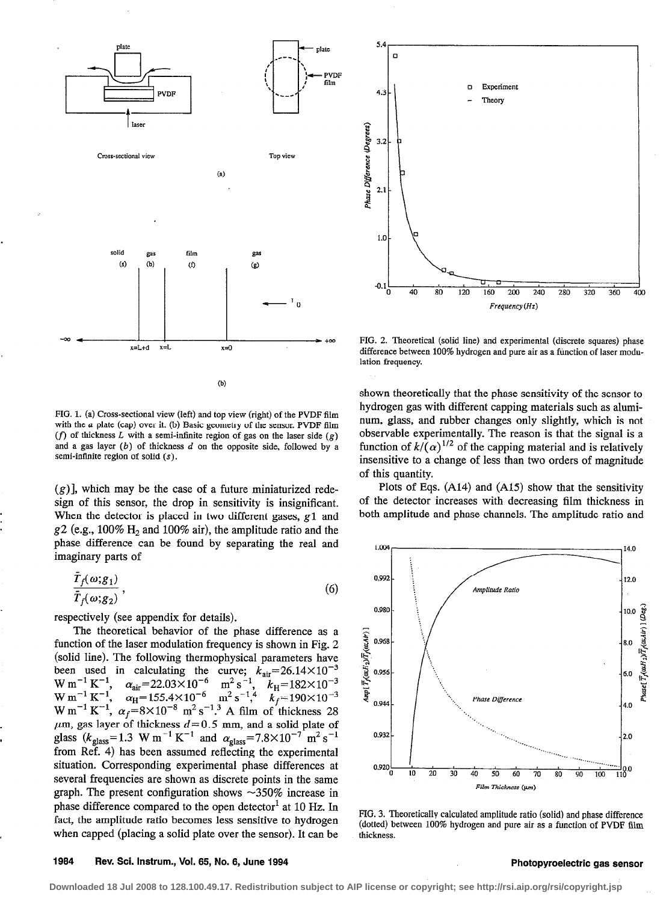FIG. 1. (a) Cross-sectional view (left) and top view (right) of the PVDF film with the $a$ plate (cap) over it. (b) Basic geometry of the sensor. PVDF film ($f$) of thickness $L$ with a semi-infinite region of gas on the laser side ($g$) and a gas layer ($b$) of thickness $d$ on the opposite side, followed by a semi-infinite region of solid ($s$).

($g$)], which may be the case of a future miniaturized redesign of this sensor, the drop in sensitivity is insignificant. When the detector is placed in two different gases, $g1$ and $g2$ (e.g., 100% $H_2$ and 100% air), the amplitude ratio and the phase difference can be found by separating the real and imaginary parts of

$$\frac{\bar{T}_f(\omega;g_1)}{\bar{T}_f(\omega;g_2)}, \tag{6}$$

respectively (see appendix for details).

The theoretical behavior of the phase difference as a function of the laser modulation frequency is shown in Fig. 2 (solid line). The following thermophysical parameters have been used in calculating the curve; $k_{air}=26.14\times10^{-3}$ W m$^{-1}$ K$^{-1}$, $\alpha_{air}=22.03\times10^{-6}$ m$^2$ s$^{-1}$, $k_H=182\times10^{-3}$ W m$^{-1}$ K$^{-1}$, $\alpha_H=155.4\times10^{-6}$ m$^2$ s$^{-1}$,[4] $k_f=190\times10^{-3}$ W m$^{-1}$ K$^{-1}$, $\alpha_f=8\times10^{-8}$ m$^2$ s$^{-1}$.[3] A film of thickness 28 $\mu$m, gas layer of thickness $d=0.5$ mm, and a solid plate of glass ($k_{glass}=1.3$ W m$^{-1}$ K$^{-1}$ and $\alpha_{glass}=7.8\times10^{-7}$ m$^2$ s$^{-1}$ from Ref. 4) has been assumed reflecting the experimental situation. Corresponding experimental phase differences at several frequencies are shown as discrete points in the same graph. The present configuration shows ~350% increase in phase difference compared to the open detector[1] at 10 Hz. In fact, the amplitude ratio becomes less sensitive to hydrogen when capped (placing a solid plate over the sensor). It can be shown theoretically that the phase sensitivity of the sensor to hydrogen gas with different capping materials such as aluminum, glass, and rubber changes only slightly, which is not observable experimentally. The reason is that the signal is a function of $k/(\alpha)^{1/2}$ of the capping material and is relatively insensitive to a change of less than two orders of magnitude of this quantity.

Plots of Eqs. (A14) and (A15) show that the sensitivity of the detector increases with decreasing film thickness in both amplitude and phase channels. The amplitude ratio and

FIG. 2. Theoretical (solid line) and experimental (discrete squares) phase difference between 100% hydrogen and pure air as a function of laser modulation frequency.

FIG. 3. Theoretically calculated amplitude ratio (solid) and phase difference (dotted) between 100% hydrogen and pure air as a function of PVDF film thickness.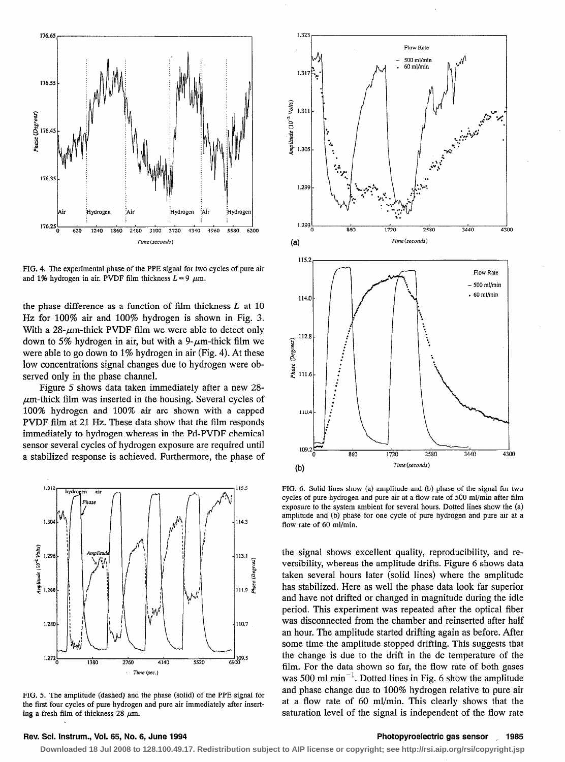FIG. 4. The experimental phase of the PPE signal for two cycles of pure air and 1% hydrogen in air. PVDF film thickness $L = 9$ $\mu$m.

the phase difference as a function of film thickness $L$ at 10 Hz for 100% air and 100% hydrogen is shown in Fig. 3. With a 28-$\mu$m-thick PVDF film we were able to detect only down to 5% hydrogen in air, but with a 9-$\mu$m-thick film we were able to go down to 1% hydrogen in air (Fig. 4). At these low concentrations signal changes due to hydrogen were observed only in the phase channel.

Figure 5 shows data taken immediately after a new 28-$\mu$m-thick film was inserted in the housing. Several cycles of 100% hydrogen and 100% air are shown with a capped PVDF film at 21 Hz. These data show that the film responds immediately to hydrogen whereas in the Pd-PVDF chemical sensor several cycles of hydrogen exposure are required until a stabilized response is achieved. Furthermore, the phase of the signal shows excellent quality, reproducibility, and reversibility, whereas the amplitude drifts. Figure 6 shows data taken several hours later (solid lines) where the amplitude has stabilized. Here as well the phase data look far superior and have not drifted or changed in magnitude during the idle period. This experiment was repeated after the optical fiber was disconnected from the chamber and reinserted after half an hour. The amplitude started drifting again as before. After some time the amplitude stopped drifting. This suggests that the change is due to the drift in the dc temperature of the film. For the data shown so far, the flow rate of both gases was 500 ml min$^{-1}$. Dotted lines in Fig. 6 show the amplitude and phase change due to 100% hydrogen relative to pure air at a flow rate of 60 ml/min. This clearly shows that the saturation level of the signal is independent of the flow rate

FIG. 5. The amplitude (dashed) and the phase (solid) of the PPE signal for the first four cycles of pure hydrogen and pure air immediately after inserting a fresh film of thickness 28 $\mu$m.

FIG. 6. Solid lines show (a) amplitude and (b) phase of the signal for two cycles of pure hydrogen and pure air at a flow rate of 500 ml/min after film exposure to the system ambient for several hours. Dotted lines show the (a) amplitude and (b) phase for one cycle of pure hydrogen and pure air at a flow rate of 60 ml/min.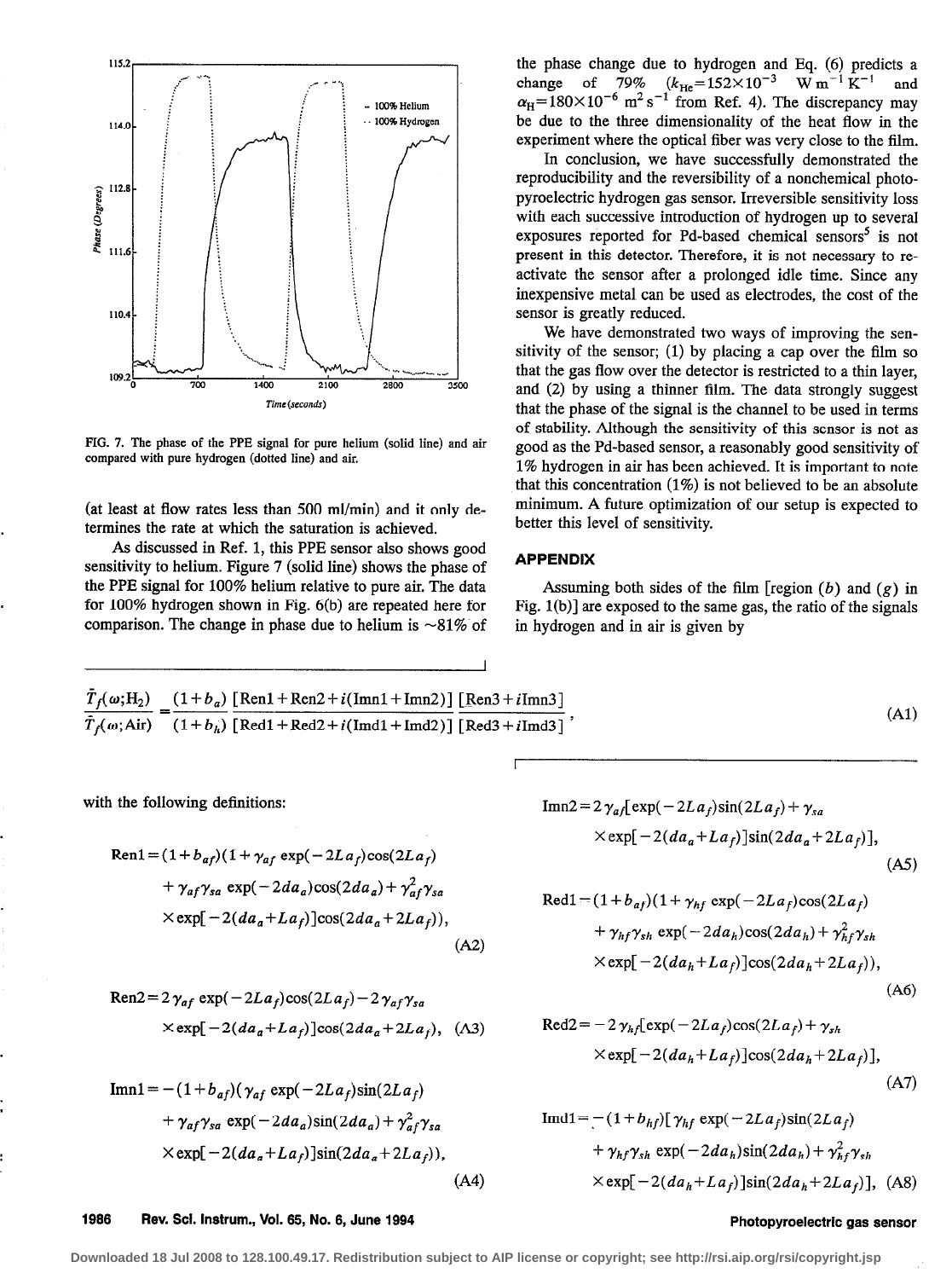FIG. 7. The phase of the PPE signal for pure helium (solid line) and air compared with pure hydrogen (dotted line) and air.

(at least at flow rates less than 500 ml/min) and it only determines the rate at which the saturation is achieved.

As discussed in Ref. 1, this PPE sensor also shows good sensitivity to helium. Figure 7 (solid line) shows the phase of the PPE signal for 100% helium relative to pure air. The data for 100% hydrogen shown in Fig. 6(b) are repeated here for comparison. The change in phase due to helium is ~81% of the phase change due to hydrogen and Eq. (6) predicts a change of 79% ($k_{He}=152\times10^{-3}$ W m$^{-1}$ K$^{-1}$ and $\alpha_H=180\times10^{-6}$ m$^2$ s$^{-1}$ from Ref. 4). The discrepancy may be due to the three dimensionality of the heat flow in the experiment where the optical fiber was very close to the film.

In conclusion, we have successfully demonstrated the reproducibility and the reversibility of a nonchemical photopyroelectric hydrogen gas sensor. Irreversible sensitivity loss with each successive introduction of hydrogen up to several exposures reported for Pd-based chemical sensors[5] is not present in this detector. Therefore, it is not necessary to reactivate the sensor after a prolonged idle time. Since any inexpensive metal can be used as electrodes, the cost of the sensor is greatly reduced.

We have demonstrated two ways of improving the sensitivity of the sensor; (1) by placing a cap over the film so that the gas flow over the detector is restricted to a thin layer, and (2) by using a thinner film. The data strongly suggest that the phase of the signal is the channel to be used in terms of stability. Although the sensitivity of this sensor is not as good as the Pd-based sensor, a reasonably good sensitivity of 1% hydrogen in air has been achieved. It is important to note that this concentration (1%) is not believed to be an absolute minimum. A future optimization of our setup is expected to better this level of sensitivity.

## APPENDIX

Assuming both sides of the film [region ($b$) and ($g$) in Fig. 1(b)] are exposed to the same gas, the ratio of the signals in hydrogen and in air is given by

$$\frac{\bar{T}_f(\omega;\mathrm{H}_2)}{\bar{T}_f(\omega;\mathrm{Air})}=\frac{(1+b_a)}{(1+b_h)}\frac{[\mathrm{Ren1}+\mathrm{Ren2}+i(\mathrm{Imn1}+\mathrm{Imn2})]}{[\mathrm{Red1}+\mathrm{Red2}+i(\mathrm{Imd1}+\mathrm{Imd2})]}\frac{[\mathrm{Ren3}+i\mathrm{Imn3}]}{[\mathrm{Red3}+i\mathrm{Imd3}]},\tag{A1}$$

with the following definitions:

$$\mathrm{Ren1}=(1+b_{af})(1+\gamma_{af}\exp(-2La_f)\cos(2La_f)+\gamma_{af}\gamma_{sa}\exp(-2da_a)\cos(2da_a)+\gamma_{af}^2\gamma_{sa}\times\exp[-2(da_a+La_f)]\cos(2da_a+2La_f)),\tag{A2}$$

$$\mathrm{Ren2}=2\gamma_{af}\exp(-2La_f)\cos(2La_f)-2\gamma_{af}\gamma_{sa}\times\exp[-2(da_a+La_f)]\cos(2da_a+2La_f),\tag{A3}$$

$$\mathrm{Imn1}=-(1+b_{af})(\gamma_{af}\exp(-2La_f)\sin(2La_f)+\gamma_{af}\gamma_{sa}\exp(-2da_a)\sin(2da_a)+\gamma_{af}^2\gamma_{sa}\times\exp[-2(da_a+La_f)]\sin(2da_a+2La_f)),\tag{A4}$$

$$\mathrm{Imn2}=2\gamma_{af}[\exp(-2La_f)\sin(2La_f)+\gamma_{sa}\times\exp[-2(da_a+La_f)]\sin(2da_a+2La_f)],\tag{A5}$$

$$\mathrm{Red1}=(1+b_{af})(1+\gamma_{hf}\exp(-2La_f)\cos(2La_f)+\gamma_{hf}\gamma_{sh}\exp(-2da_h)\cos(2da_h)+\gamma_{hf}^2\gamma_{sh}\times\exp[-2(da_h+La_f)]\cos(2da_h+2La_f)),\tag{A6}$$

$$\mathrm{Red2}=-2\gamma_{hf}[\exp(-2La_f)\cos(2La_f)+\gamma_{sh}\times\exp[-2(da_h+La_f)]\cos(2da_h+2La_f)],\tag{A7}$$

$$\mathrm{Imd1}=-(1+b_{hf})[\gamma_{hf}\exp(-2La_f)\sin(2La_f)+\gamma_{hf}\gamma_{sh}\exp(-2da_h)\sin(2da_h)+\gamma_{hf}^2\gamma_{sh}\times\exp[-2(da_h+La_f)]\sin(2da_h+2La_f)],\tag{A8}$$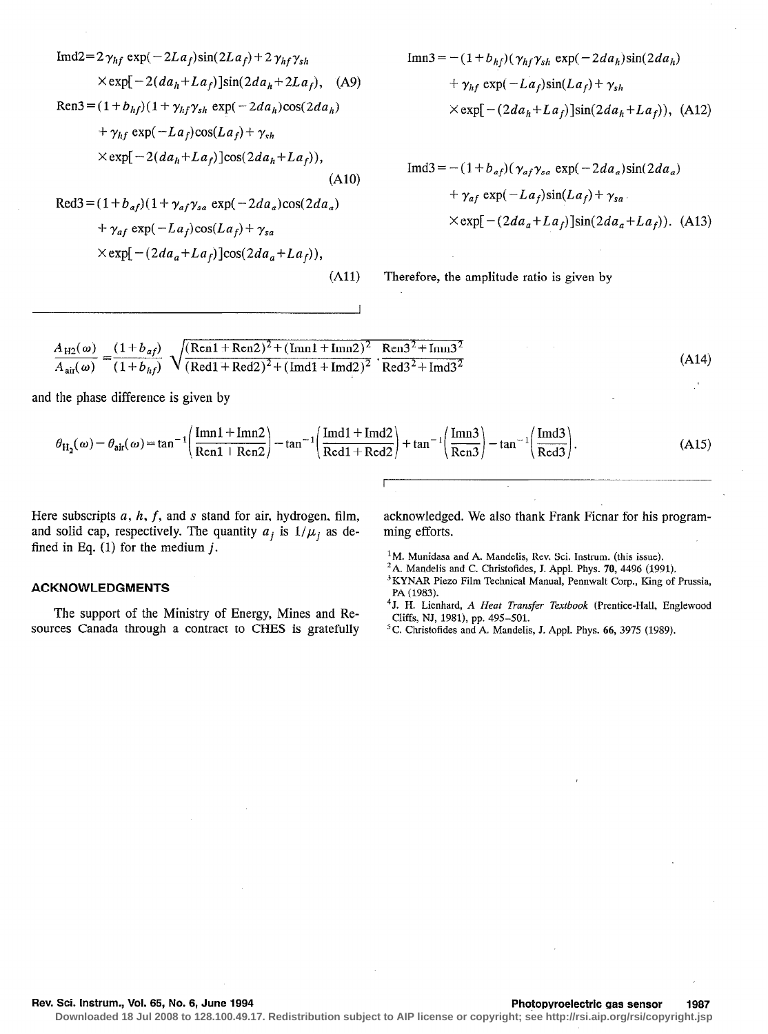$$\text{Imd2} = 2\gamma_{hf} \exp(-2La_f)\sin(2La_f) + 2\gamma_{hf}\gamma_{sh} \times \exp[-2(da_h + La_f)]\sin(2da_h + 2La_f), \quad \text{(A9)}$$

$$\text{Ren3} = (1+b_{hf})(1 + \gamma_{hf}\gamma_{sh} \exp(-2da_h)\cos(2da_h) + \gamma_{hf} \exp(-La_f)\cos(La_f) + \gamma_{sh} \times \exp[-2(da_h + La_f)]\cos(2da_h + La_f)), \quad \text{(A10)}$$

$$\text{Red3} = (1+b_{af})(1 + \gamma_{af}\gamma_{sa} \exp(-2da_a)\cos(2da_a) + \gamma_{af} \exp(-La_f)\cos(La_f) + \gamma_{sa} \times \exp[-(2da_a + La_f)]\cos(2da_a + La_f)), \quad \text{(A11)}$$

$$\text{Imn3} = -(1+b_{hf})(\gamma_{hf}\gamma_{sh} \exp(-2da_h)\sin(2da_h) + \gamma_{hf} \exp(-La_f)\sin(La_f) + \gamma_{sh} \times \exp[-(2da_h + La_f)]\sin(2da_h + La_f)), \quad \text{(A12)}$$

$$\text{Imd3} = -(1+b_{af})(\gamma_{af}\gamma_{sa} \exp(-2da_a)\sin(2da_a) + \gamma_{af} \exp(-La_f)\sin(La_f) + \gamma_{sa} \times \exp[-(2da_a + La_f)]\sin(2da_a + La_f)). \quad \text{(A13)}$$

Therefore, the amplitude ratio is given by

$$\frac{A_{\text{H2}}(\omega)}{A_{\text{air}}(\omega)} = \frac{(1+b_{af})}{(1+b_{hf})} \sqrt{\frac{(\text{Ren1}+\text{Ren2})^2 + (\text{Imn1}+\text{Imn2})^2}{(\text{Red1}+\text{Red2})^2 + (\text{Imd1}+\text{Imd2})^2} \cdot \frac{\text{Ren3}^2 + \text{Imn3}^2}{\text{Red3}^2 + \text{Imd3}^2}} \quad \text{(A14)}$$

and the phase difference is given by

$$\theta_{\text{H}_2}(\omega) - \theta_{\text{air}}(\omega) = \tan^{-1}\left(\frac{\text{Imn1}+\text{Imn2}}{\text{Ren1}+\text{Ren2}}\right) - \tan^{-1}\left(\frac{\text{Imd1}+\text{Imd2}}{\text{Red1}+\text{Red2}}\right) + \tan^{-1}\left(\frac{\text{Imn3}}{\text{Ren3}}\right) - \tan^{-1}\left(\frac{\text{Imd3}}{\text{Red3}}\right). \quad \text{(A15)}$$

Here subscripts $a$, $h$, $f$, and $s$ stand for air, hydrogen, film, and solid cap, respectively. The quantity $a_j$ is $1/\mu_j$ as defined in Eq. (1) for the medium $j$.

## ACKNOWLEDGMENTS

The support of the Ministry of Energy, Mines and Resources Canada through a contract to CHES is gratefully acknowledged. We also thank Frank Ficnar for his programming efforts.

[1] M. Munidasa and A. Mandelis, Rev. Sci. Instrum. (this issue).

[2] A. Mandelis and C. Christofides, J. Appl. Phys. **70**, 4496 (1991).

[3] KYNAR Piezo Film Technical Manual, Pennwalt Corp., King of Prussia, PA (1983).

[4] J. H. Lienhard, *A Heat Transfer Textbook* (Prentice-Hall, Englewood Cliffs, NJ, 1981), pp. 495–501.

[5] C. Christofides and A. Mandelis, J. Appl. Phys. **66**, 3975 (1989).